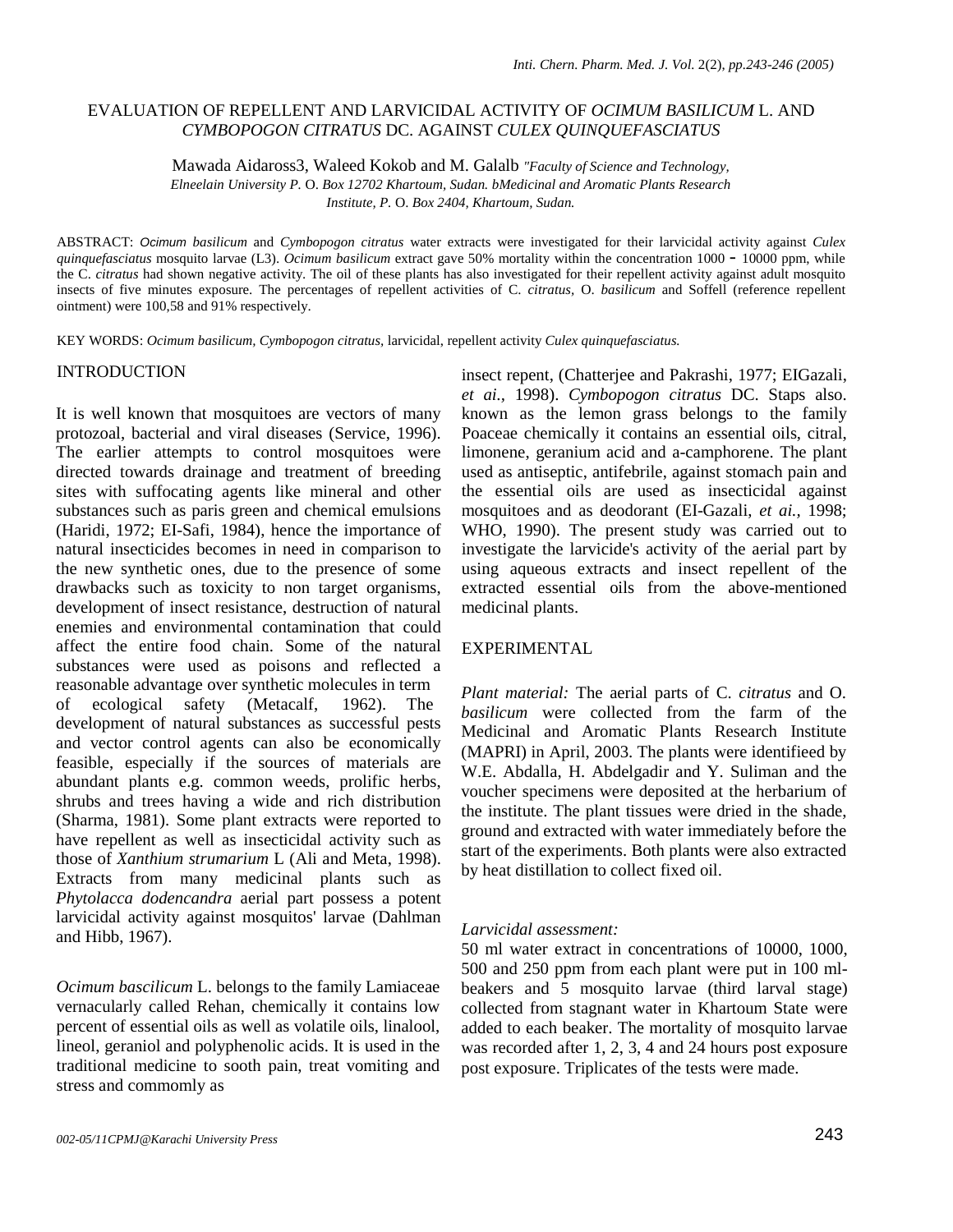# EVALUATION OF REPELLENT AND LARVICIDAL ACTIVITY OF *OCIMUM BASILICUM* L. AND *CYMBOPOGON CITRATUS* DC. AGAINST *CULEX QUINQUEFASCIATUS*

Mawada Aidaross3, Waleed Kokob and M. Galalb *"Faculty of Science and Technology, Elneelain University P.* O. *Box 12702 Khartoum, Sudan. bMedicinal and Aromatic Plants Research Institute, P.* O. *Box 2404, Khartoum, Sudan.*

ABSTRACT: *Ocimum basilicum* and *Cymbopogon citratus* water extracts were investigated for their larvicidal activity against *Culex quinquefasciatus* mosquito larvae (L3). *Ocimum basilicum* extract gave 50% mortality within the concentration 1000 - 10000 ppm, while the C. *citratus* had shown negative activity. The oil of these plants has also investigated for their repellent activity against adult mosquito insects of five minutes exposure. The percentages of repellent activities of C. *citratus,* O. *basilicum* and Soffell (reference repellent ointment) were 100,58 and 91% respectively.

KEY WORDS: *Ocimum basilicum, Cymbopogon citratus,* larvicidal, repellent activity *Culex quinquefasciatus.*

## INTRODUCTION

It is well known that mosquitoes are vectors of many protozoal, bacterial and viral diseases (Service, 1996). The earlier attempts to control mosquitoes were directed towards drainage and treatment of breeding sites with suffocating agents like mineral and other substances such as paris green and chemical emulsions (Haridi, 1972; EI-Safi, 1984), hence the importance of natural insecticides becomes in need in comparison to the new synthetic ones, due to the presence of some drawbacks such as toxicity to non target organisms, development of insect resistance, destruction of natural enemies and environmental contamination that could affect the entire food chain. Some of the natural substances were used as poisons and reflected a reasonable advantage over synthetic molecules in term of ecological safety (Metacalf, 1962). The development of natural substances as successful pests and vector control agents can also be economically feasible, especially if the sources of materials are abundant plants e.g. common weeds, prolific herbs, shrubs and trees having a wide and rich distribution (Sharma, 1981). Some plant extracts were reported to have repellent as well as insecticidal activity such as those of *Xanthium strumarium* L (Ali and Meta, 1998). Extracts from many medicinal plants such as *Phytolacca dodencandra* aerial part possess a potent larvicidal activity against mosquitos' larvae (Dahlman and Hibb, 1967).

*Ocimum bascilicum* L. belongs to the family Lamiaceae vernacularly called Rehan, chemically it contains low percent of essential oils as well as volatile oils, linalool, lineol, geraniol and polyphenolic acids. It is used in the traditional medicine to sooth pain, treat vomiting and stress and commomly as insect repent, (Chatterjee and Pakrashi, 1977; EIGazali, *et ai.,* 1998). *Cymbopogon citratus* DC. Staps also. known as the lemon grass belongs to the family Poaceae chemically it contains an essential oils, citral, limonene, geranium acid and a-camphorene. The plant used as antiseptic, antifebrile, against stomach pain and the essential oils are used as insecticidal against mosquitoes and as deodorant (EI-Gazali, *et ai.,* 1998; WHO, 1990). The present study was carried out to investigate the larvicide's activity of the aerial part by using aqueous extracts and insect repellent of the extracted essential oils from the above-mentioned medicinal plants.

## EXPERIMENTAL

*Plant material:* The aerial parts of C. *citratus* and O. *basilicum* were collected from the farm of the Medicinal and Aromatic Plants Research Institute (MAPRI) in April, 2003. The plants were identifieed by W.E. Abdalla, H. Abdelgadir and Y. Suliman and the voucher specimens were deposited at the herbarium of the institute. The plant tissues were dried in the shade, ground and extracted with water immediately before the start of the experiments. Both plants were also extracted by heat distillation to collect fixed oil.

*Larvicidal assessment:*

50 ml water extract in concentrations of 10000, 1000, 500 and 250 ppm from each plant were put in 100 ml-beakers and 5 mosquito larvae (third larval stage) collected from stagnant water in Khartoum State were added to each beaker. The mortality of mosquito larvae was recorded after 1, 2, 3, 4 and 24 hours post exposure post exposure. Triplicates of the tests were made.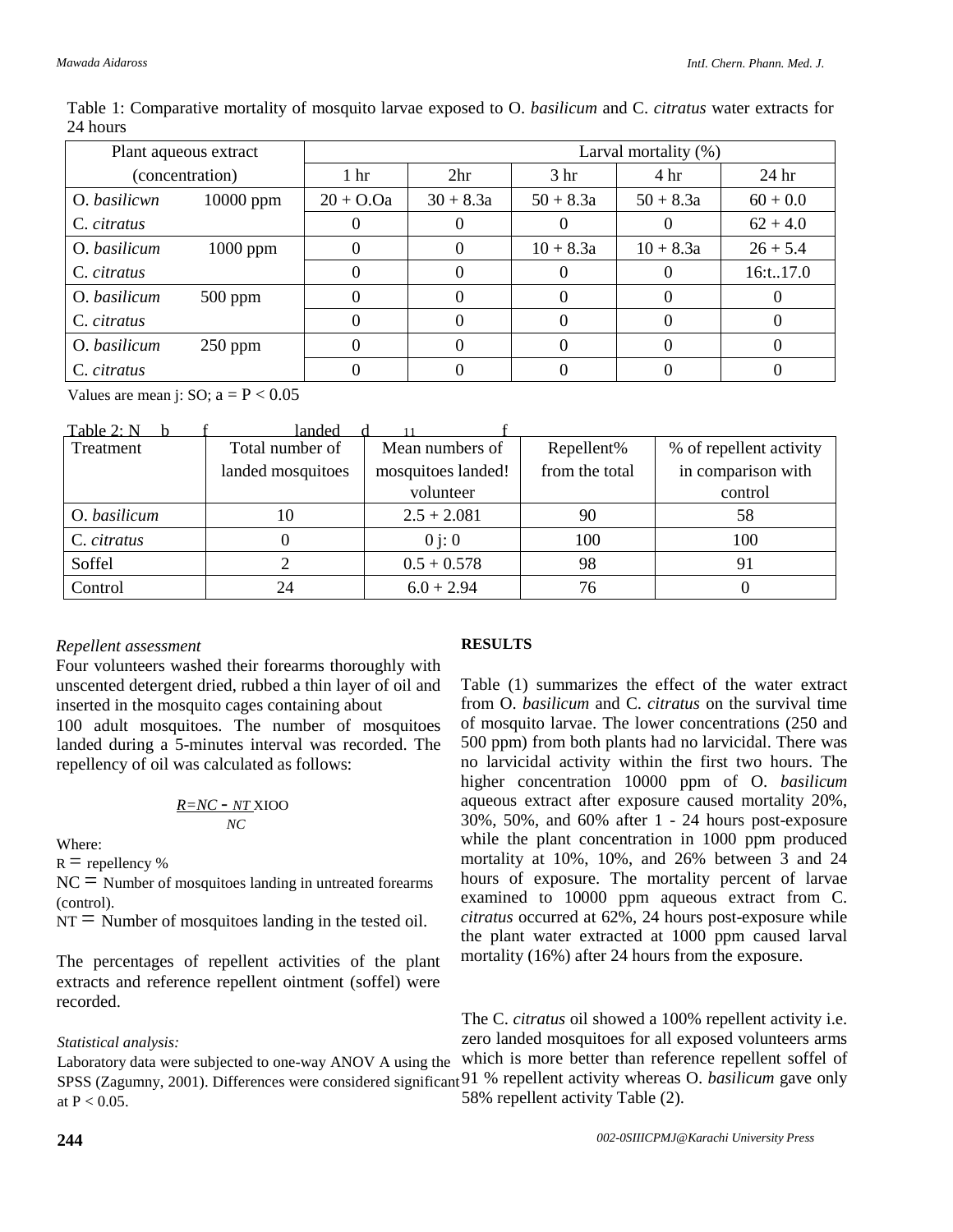Table 1: Comparative mortality of mosquito larvae exposed to O. *basilicum* and C. *citratus* water extracts for 24 hours

| Plant aqueous extract (concentration) | | Larval mortality (%) | | | | |
|---|---|---|---|---|---|---|
| | | 1 hr | 2hr | 3 hr | 4 hr | 24 hr |
| O. *basilicwn* | 10000 ppm | 20 + O.Oa | 30 + 8.3a | 50 + 8.3a | 50 + 8.3a | 60 + 0.0 |
| C. *citratus* | | 0 | 0 | 0 | 0 | 62 + 4.0 |
| O. *basilicum* | 1000 ppm | 0 | 0 | 10 + 8.3a | 10 + 8.3a | 26 + 5.4 |
| C. *citratus* | | 0 | 0 | 0 | 0 | 16:t..17.0 |
| O. *basilicum* | 500 ppm | 0 | 0 | 0 | 0 | 0 |
| C. *citratus* | | 0 | 0 | 0 | 0 | 0 |
| O. *basilicum* | 250 ppm | 0 | 0 | 0 | 0 | 0 |
| C. *citratus* | | 0 | 0 | 0 | 0 | 0 |

Values are mean j: SO; a = P < 0.05

Table 2: N b f landed d 11 f

| Treatment | Total number of landed mosquitoes | Mean numbers of mosquitoes landed! volunteer | Repellent% from the total | % of repellent activity in comparison with control |
|---|---|---|---|---|
| O. *basilicum* | 10 | 2.5 + 2.081 | 90 | 58 |
| C. *citratus* | 0 | 0 j: 0 | 100 | 100 |
| Soffel | 2 | 0.5 + 0.578 | 98 | 91 |
| Control | 24 | 6.0 + 2.94 | 76 | 0 |

*Repellent assessment*

Four volunteers washed their forearms thoroughly with unscented detergent dried, rubbed a thin layer of oil and inserted in the mosquito cages containing about 100 adult mosquitoes. The number of mosquitoes landed during a 5-minutes interval was recorded. The repellency of oil was calculated as follows:

$$R = \frac{NC - NT}{NC} \times 100$$

Where:

R = repellency %

NC = Number of mosquitoes landing in untreated forearms (control).

NT = Number of mosquitoes landing in the tested oil.

The percentages of repellent activities of the plant extracts and reference repellent ointment (soffel) were recorded.

*Statistical analysis:*

Laboratory data were subjected to one-way ANOV A using the SPSS (Zagumny, 2001). Differences were considered significant at P < 0.05.

**RESULTS**

Table (1) summarizes the effect of the water extract from O. *basilicum* and C. *citratus* on the survival time of mosquito larvae. The lower concentrations (250 and 500 ppm) from both plants had no larvicidal. There was no larvicidal activity within the first two hours. The higher concentration 10000 ppm of O. *basilicum* aqueous extract after exposure caused mortality 20%, 30%, 50%, and 60% after 1 - 24 hours post-exposure while the plant concentration in 1000 ppm produced mortality at 10%, 10%, and 26% between 3 and 24 hours of exposure. The mortality percent of larvae examined to 10000 ppm aqueous extract from C. *citratus* occurred at 62%, 24 hours post-exposure while the plant water extracted at 1000 ppm caused larval mortality (16%) after 24 hours from the exposure.

The C. *citratus* oil showed a 100% repellent activity i.e. zero landed mosquitoes for all exposed volunteers arms which is more better than reference repellent soffel of 91 % repellent activity whereas O. *basilicum* gave only 58% repellent activity Table (2).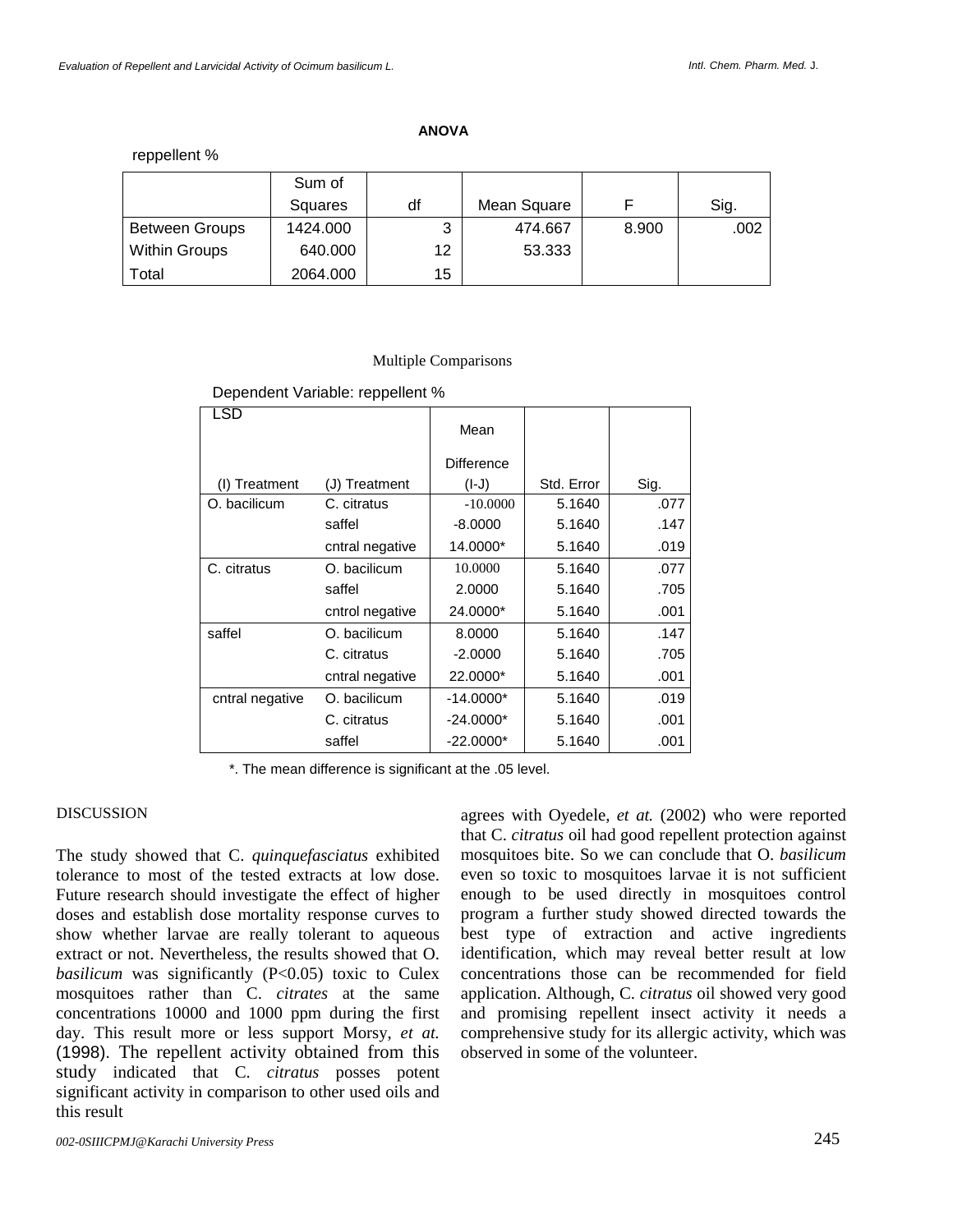**ANOVA**

reppellent %

| | Sum of Squares | df | Mean Square | F | Sig. |
|---|---|---|---|---|---|
| Between Groups | 1424.000 | 3 | 474.667 | 8.900 | .002 |
| Within Groups | 640.000 | 12 | 53.333 | | |
| Total | 2064.000 | 15 | | | |

Multiple Comparisons

Dependent Variable: reppellent %

LSD

| (I) Treatment | (J) Treatment | Mean Difference (I-J) | Std. Error | Sig. |
|---|---|---|---|---|
| O. bacilicum | C. citratus | -10.0000 | 5.1640 | .077 |
| | saffel | -8.0000 | 5.1640 | .147 |
| | cntral negative | 14.0000* | 5.1640 | .019 |
| C. citratus | O. bacilicum | 10.0000 | 5.1640 | .077 |
| | saffel | 2.0000 | 5.1640 | .705 |
| | cntrol negative | 24.0000* | 5.1640 | .001 |
| saffel | O. bacilicum | 8.0000 | 5.1640 | .147 |
| | C. citratus | -2.0000 | 5.1640 | .705 |
| | cntral negative | 22.0000* | 5.1640 | .001 |
| cntral negative | O. bacilicum | -14.0000* | 5.1640 | .019 |
| | C. citratus | -24.0000* | 5.1640 | .001 |
| | saffel | -22.0000* | 5.1640 | .001 |

*. The mean difference is significant at the .05 level.

## DISCUSSION

The study showed that C. *quinquefasciatus* exhibited tolerance to most of the tested extracts at low dose. Future research should investigate the effect of higher doses and establish dose mortality response curves to show whether larvae are really tolerant to aqueous extract or not. Nevertheless, the results showed that O. *basilicum* was significantly ($P<0.05$) toxic to Culex mosquitoes rather than C. *citrates* at the same concentrations 10000 and 1000 ppm during the first day. This result more or less support Morsy, *et at.* (1998). The repellent activity obtained from this study indicated that C. *citratus* posses potent significant activity in comparison to other used oils and this result agrees with Oyedele, *et at.* (2002) who were reported that C. *citratus* oil had good repellent protection against mosquitoes bite. So we can conclude that O. *basilicum* even so toxic to mosquitoes larvae it is not sufficient enough to be used directly in mosquitoes control program a further study showed directed towards the best type of extraction and active ingredients identification, which may reveal better result at low concentrations those can be recommended for field application. Although, C. *citratus* oil showed very good and promising repellent insect activity it needs a comprehensive study for its allergic activity, which was observed in some of the volunteer.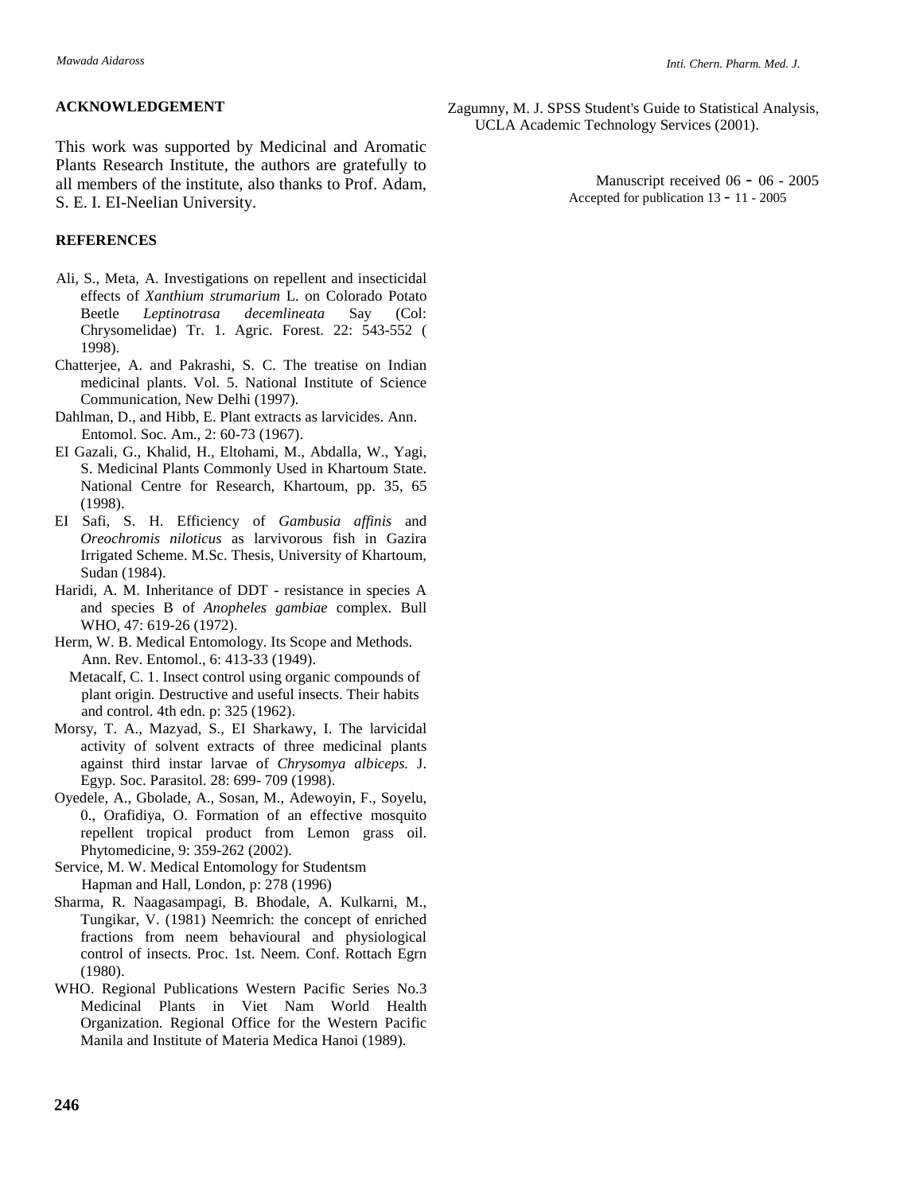## ACKNOWLEDGEMENT

This work was supported by Medicinal and Aromatic Plants Research Institute, the authors are gratefully to all members of the institute, also thanks to Prof. Adam, S. E. I. EI-Neelian University.

## REFERENCES

Ali, S., Meta, A. Investigations on repellent and insecticidal effects of *Xanthium strumarium* L. on Colorado Potato Beetle *Leptinotrasa decemlineata* Say (Col: Chrysomelidae) Tr. 1. Agric. Forest. 22: 543-552 ( 1998).

Chatterjee, A. and Pakrashi, S. C. The treatise on Indian medicinal plants. Vol. 5. National Institute of Science Communication, New Delhi (1997).

Dahlman, D., and Hibb, E. Plant extracts as larvicides. Ann. Entomol. Soc. Am., 2: 60-73 (1967).

EI Gazali, G., Khalid, H., Eltohami, M., Abdalla, W., Yagi, S. Medicinal Plants Commonly Used in Khartoum State. National Centre for Research, Khartoum, pp. 35, 65 (1998).

EI Safi, S. H. Efficiency of *Gambusia affinis* and *Oreochromis niloticus* as larvivorous fish in Gazira Irrigated Scheme. M.Sc. Thesis, University of Khartoum, Sudan (1984).

Haridi, A. M. Inheritance of DDT - resistance in species A and species B of *Anopheles gambiae* complex. Bull WHO, 47: 619-26 (1972).

Herm, W. B. Medical Entomology. Its Scope and Methods. Ann. Rev. Entomol., 6: 413-33 (1949).

Metacalf, C. 1. Insect control using organic compounds of plant origin. Destructive and useful insects. Their habits and control. 4th edn. p: 325 (1962).

Morsy, T. A., Mazyad, S., EI Sharkawy, I. The larvicidal activity of solvent extracts of three medicinal plants against third instar larvae of *Chrysomya albiceps.* J. Egyp. Soc. Parasitol. 28: 699- 709 (1998).

Oyedele, A., Gbolade, A., Sosan, M., Adewoyin, F., Soyelu, 0., Orafidiya, O. Formation of an effective mosquito repellent tropical product from Lemon grass oil. Phytomedicine, 9: 359-262 (2002).

Service, M. W. Medical Entomology for Studentsm Hapman and Hall, London, p: 278 (1996)

Sharma, R. Naagasampagi, B. Bhodale, A. Kulkarni, M., Tungikar, V. (1981) Neemrich: the concept of enriched fractions from neem behavioural and physiological control of insects. Proc. 1st. Neem. Conf. Rottach Egrn (1980).

WHO. Regional Publications Western Pacific Series No.3 Medicinal Plants in Viet Nam World Health Organization. Regional Office for the Western Pacific Manila and Institute of Materia Medica Hanoi (1989).

Zagumny, M. J. SPSS Student's Guide to Statistical Analysis, UCLA Academic Technology Services (2001).

Manuscript received 06 - 06 - 2005
Accepted for publication 13 - 11 - 2005